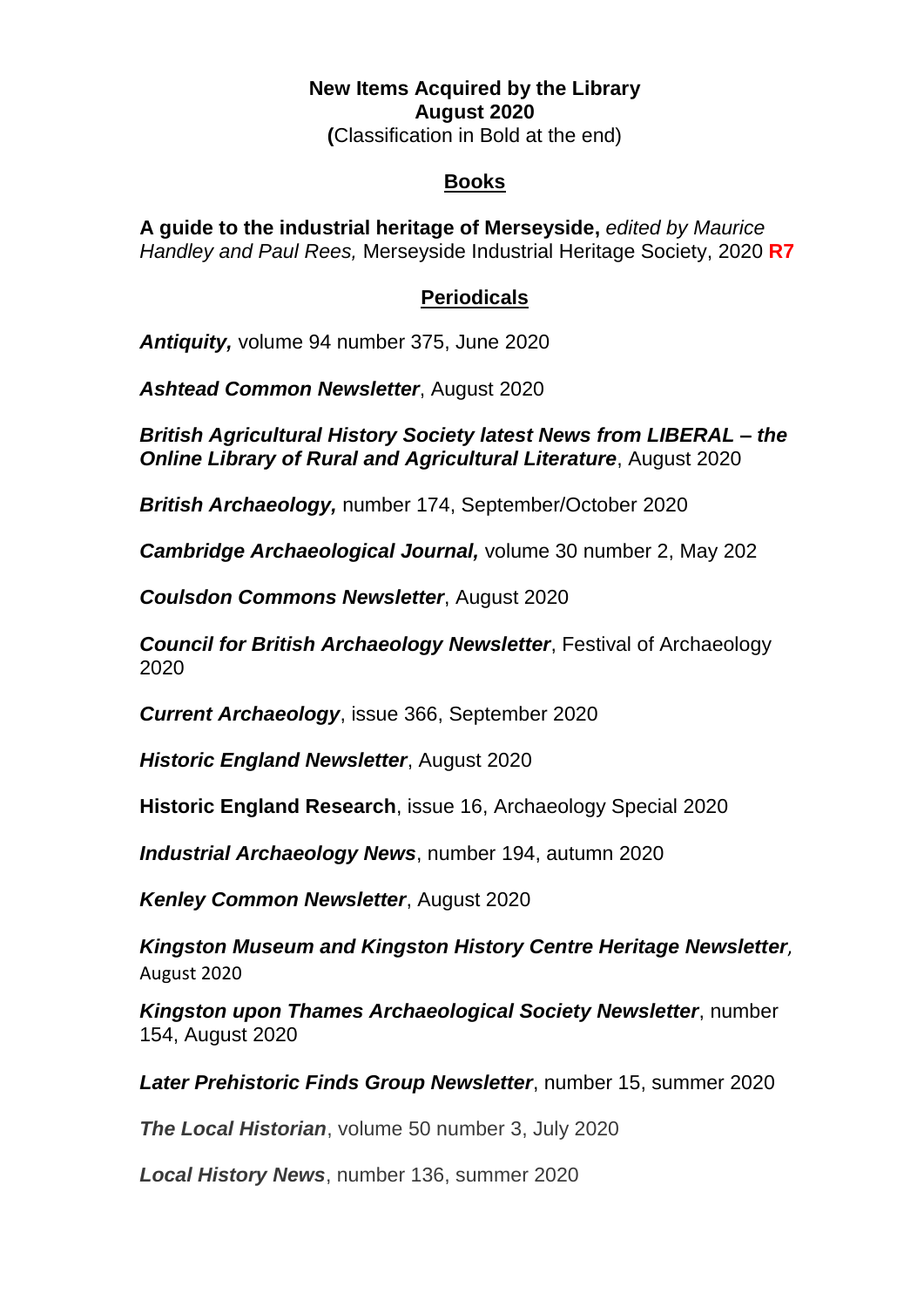**New Items Acquired by the Library**
**August 2020**
**(**Classification in Bold at the end)

## Books

**A guide to the industrial heritage of Merseyside,** *edited by Maurice Handley and Paul Rees,* Merseyside Industrial Heritage Society, 2020 **R7**

## Periodicals

***Antiquity,*** volume 94 number 375, June 2020

***Ashtead Common Newsletter***, August 2020

***British Agricultural History Society latest News from LIBERAL – the Online Library of Rural and Agricultural Literature***, August 2020

***British Archaeology,*** number 174, September/October 2020

***Cambridge Archaeological Journal,*** volume 30 number 2, May 202

***Coulsdon Commons Newsletter***, August 2020

***Council for British Archaeology Newsletter***, Festival of Archaeology 2020

***Current Archaeology***, issue 366, September 2020

***Historic England Newsletter***, August 2020

**Historic England Research**, issue 16, Archaeology Special 2020

***Industrial Archaeology News***, number 194, autumn 2020

***Kenley Common Newsletter***, August 2020

***Kingston Museum and Kingston History Centre Heritage Newsletter,*** August 2020

***Kingston upon Thames Archaeological Society Newsletter***, number 154, August 2020

***Later Prehistoric Finds Group Newsletter***, number 15, summer 2020

***The Local Historian***, volume 50 number 3, July 2020

***Local History News***, number 136, summer 2020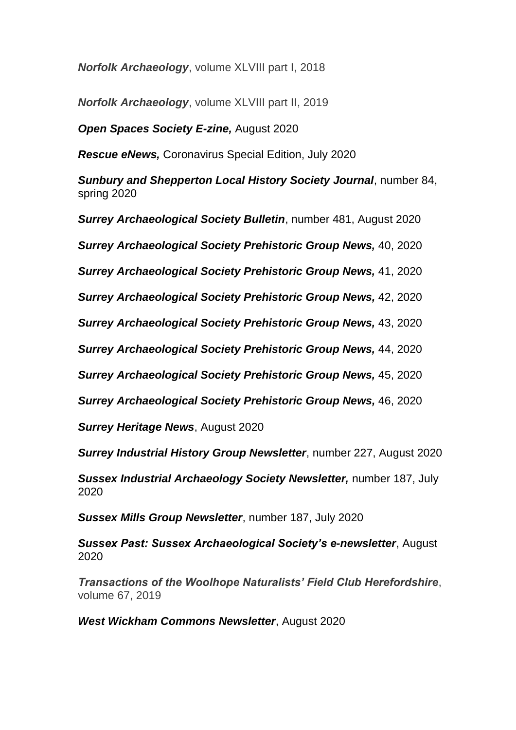***Norfolk Archaeology***, volume XLVIII part I, 2018

***Norfolk Archaeology***, volume XLVIII part II, 2019

***Open Spaces Society E-zine,*** August 2020

***Rescue eNews,*** Coronavirus Special Edition, July 2020

***Sunbury and Shepperton Local History Society Journal***, number 84, spring 2020

***Surrey Archaeological Society Bulletin***, number 481, August 2020

***Surrey Archaeological Society Prehistoric Group News,*** 40, 2020

***Surrey Archaeological Society Prehistoric Group News,*** 41, 2020

***Surrey Archaeological Society Prehistoric Group News,*** 42, 2020

***Surrey Archaeological Society Prehistoric Group News,*** 43, 2020

***Surrey Archaeological Society Prehistoric Group News,*** 44, 2020

***Surrey Archaeological Society Prehistoric Group News,*** 45, 2020

***Surrey Archaeological Society Prehistoric Group News,*** 46, 2020

***Surrey Heritage News***, August 2020

***Surrey Industrial History Group Newsletter***, number 227, August 2020

***Sussex Industrial Archaeology Society Newsletter,*** number 187, July 2020

***Sussex Mills Group Newsletter***, number 187, July 2020

***Sussex Past: Sussex Archaeological Society's e-newsletter***, August 2020

***Transactions of the Woolhope Naturalists' Field Club Herefordshire***, volume 67, 2019

***West Wickham Commons Newsletter***, August 2020